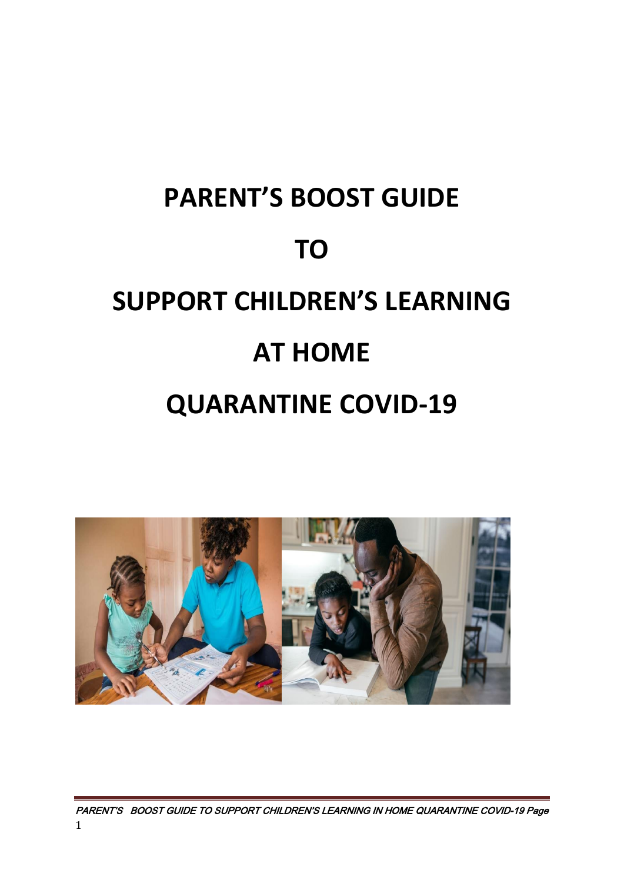# PARENT'S BOOST GUIDE

# TO

# SUPPORT CHILDREN'S LEARNING

# AT HOME

# QUARANTINE COVID-19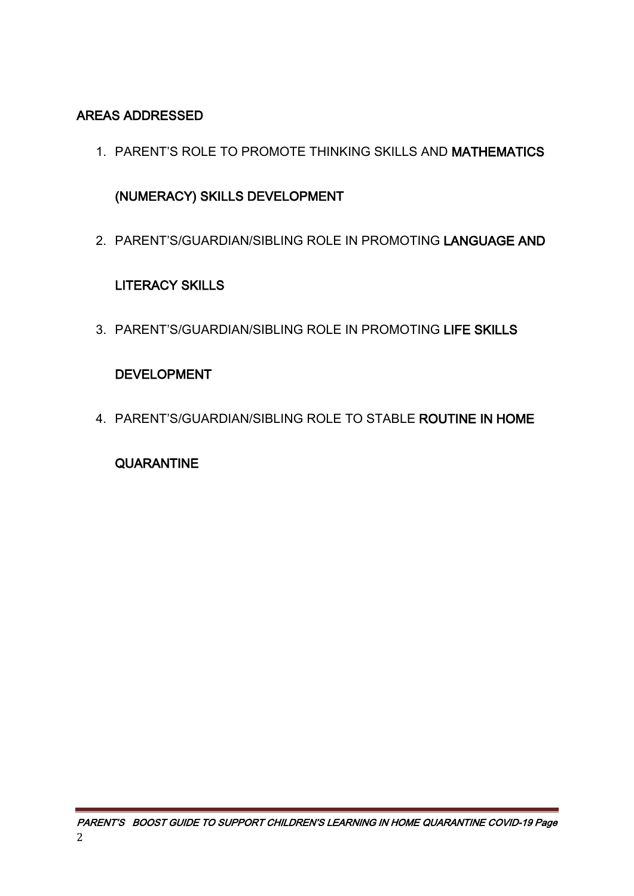## AREAS ADDRESSED

1. PARENT'S ROLE TO PROMOTE THINKING SKILLS AND **MATHEMATICS (NUMERACY) SKILLS DEVELOPMENT**
2. PARENT'S/GUARDIAN/SIBLING ROLE IN PROMOTING **LANGUAGE AND LITERACY SKILLS**
3. PARENT'S/GUARDIAN/SIBLING ROLE IN PROMOTING **LIFE SKILLS DEVELOPMENT**
4. PARENT'S/GUARDIAN/SIBLING ROLE TO STABLE **ROUTINE IN HOME QUARANTINE**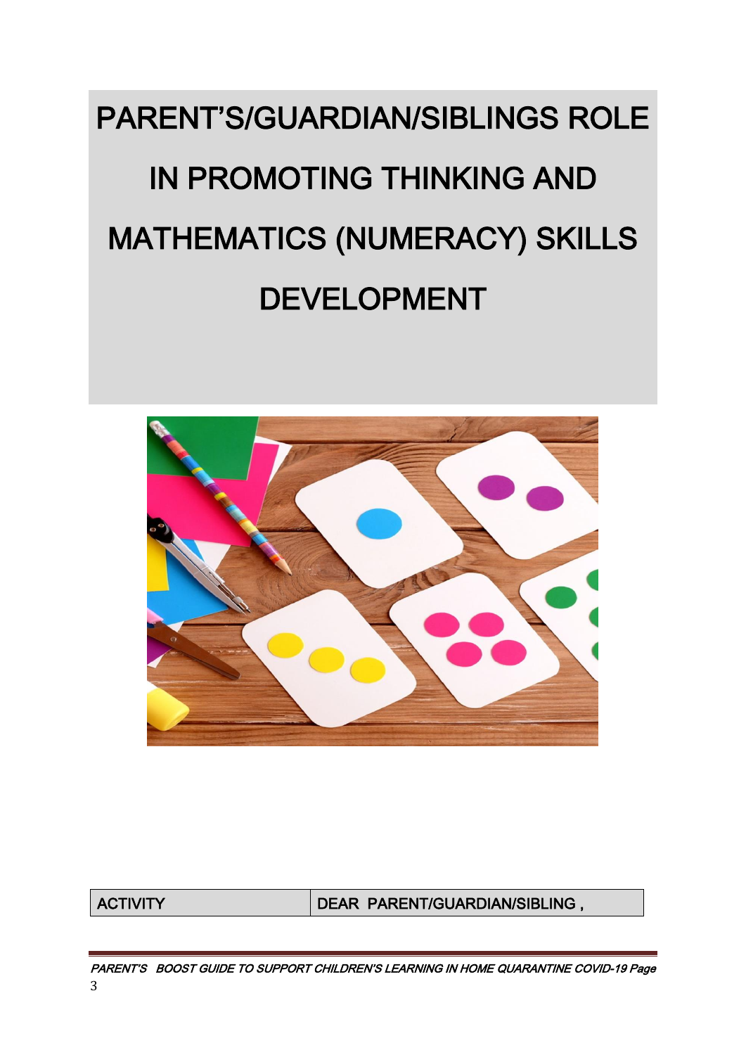# PARENT'S/GUARDIAN/SIBLINGS ROLE IN PROMOTING THINKING AND MATHEMATICS (NUMERACY) SKILLS DEVELOPMENT

| ACTIVITY | DEAR PARENT/GUARDIAN/SIBLING , |
| --- | --- |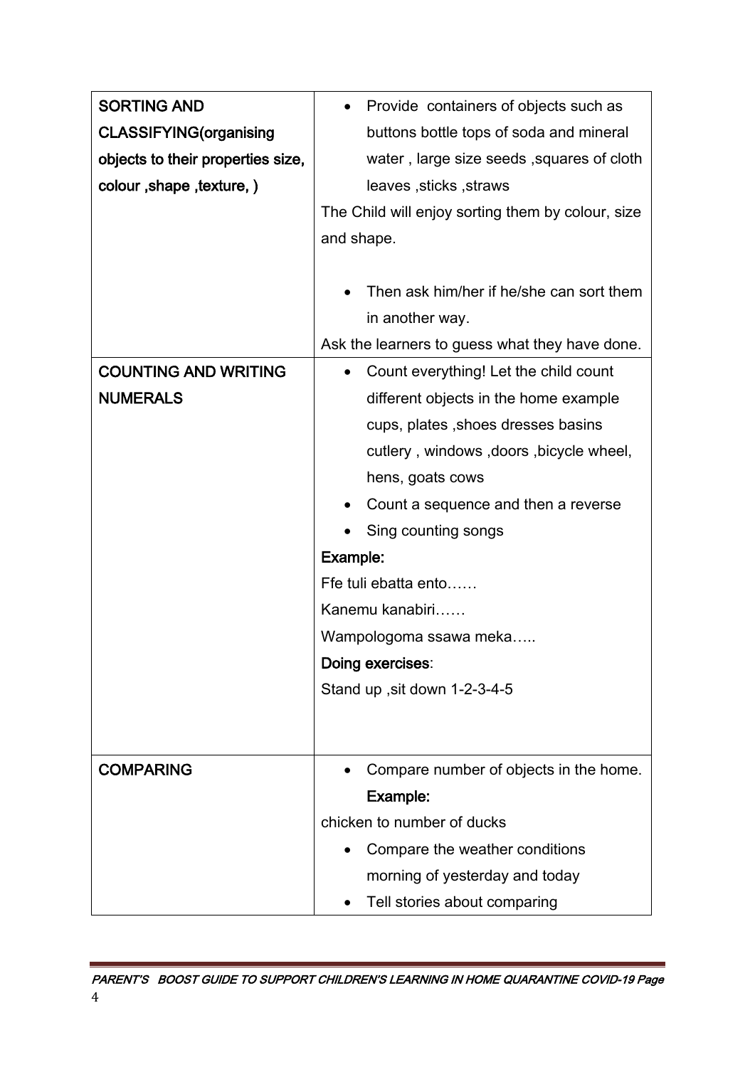| | |
|---|---|
| **SORTING AND CLASSIFYING(organising objects to their properties size, colour ,shape ,texture, )** | • Provide containers of objects such as buttons bottle tops of soda and mineral water , large size seeds ,squares of cloth leaves ,sticks ,straws<br>The Child will enjoy sorting them by colour, size and shape.<br><br>• Then ask him/her if he/she can sort them in another way.<br>Ask the learners to guess what they have done. |
| **COUNTING AND WRITING NUMERALS** | • Count everything! Let the child count different objects in the home example cups, plates ,shoes dresses basins cutlery , windows ,doors ,bicycle wheel, hens, goats cows<br>• Count a sequence and then a reverse<br>• Sing counting songs<br>**Example:**<br>Ffe tuli ebatta ento……<br>Kanemu kanabiri……<br>Wampologoma ssawa meka…..<br>**Doing exercises**:<br>Stand up ,sit down 1-2-3-4-5 |
| **COMPARING** | • Compare number of objects in the home. **Example:**<br>chicken to number of ducks<br>• Compare the weather conditions morning of yesterday and today<br>• Tell stories about comparing |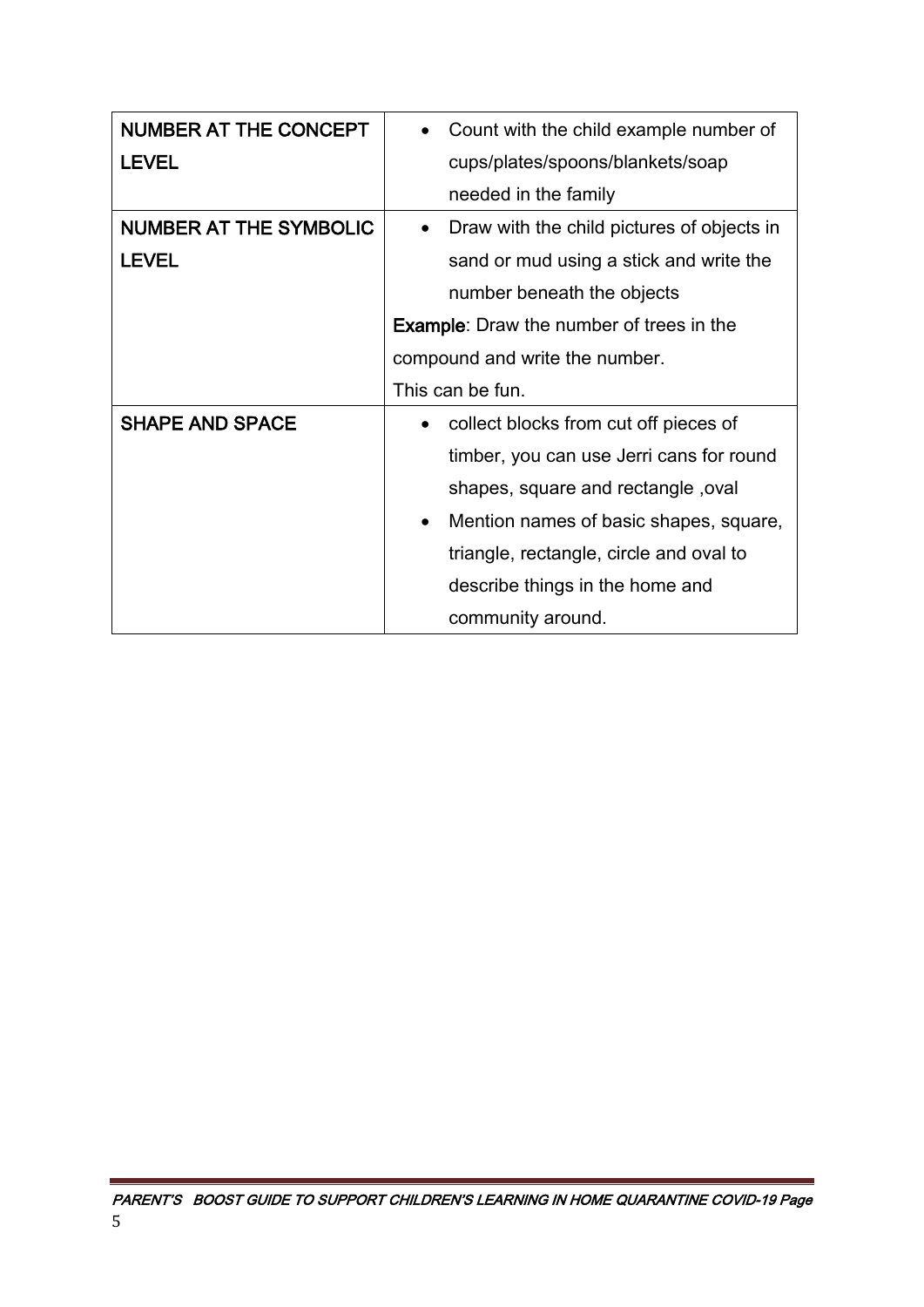| | |
|---|---|
| **NUMBER AT THE CONCEPT LEVEL** | • Count with the child example number of cups/plates/spoons/blankets/soap needed in the family |
| **NUMBER AT THE SYMBOLIC LEVEL** | • Draw with the child pictures of objects in sand or mud using a stick and write the number beneath the objects<br>**Example**: Draw the number of trees in the compound and write the number.<br>This can be fun. |
| **SHAPE AND SPACE** | • collect blocks from cut off pieces of timber, you can use Jerri cans for round shapes, square and rectangle ,oval<br>• Mention names of basic shapes, square, triangle, rectangle, circle and oval to describe things in the home and community around. |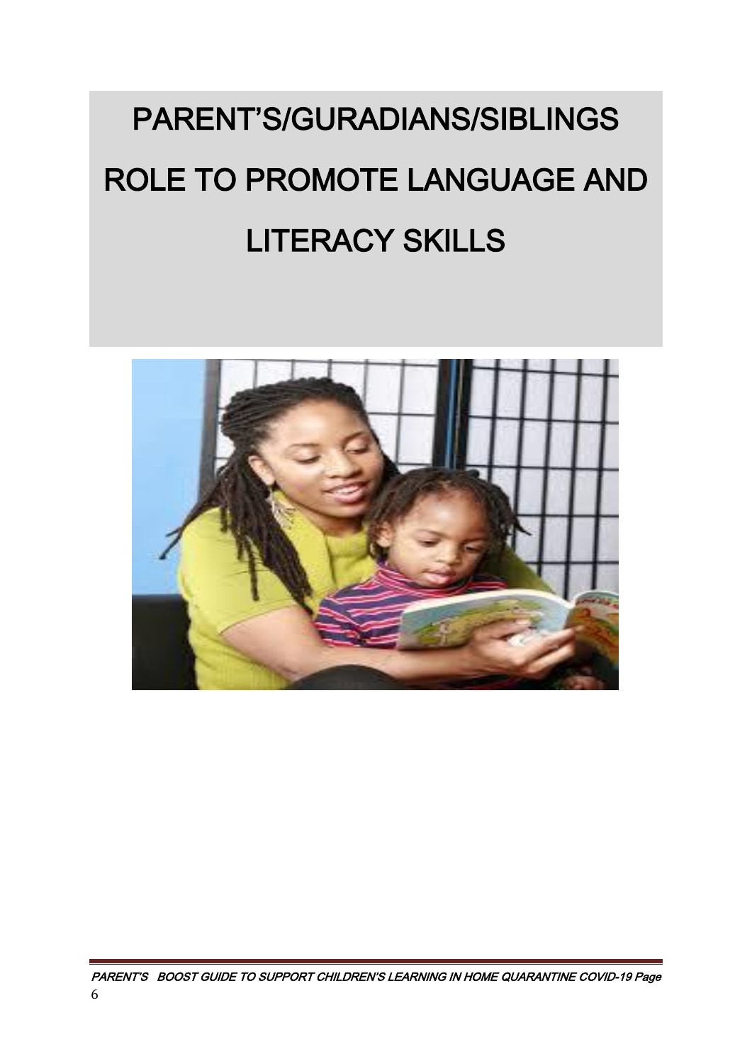# PARENT'S/GURADIANS/SIBLINGS ROLE TO PROMOTE LANGUAGE AND LITERACY SKILLS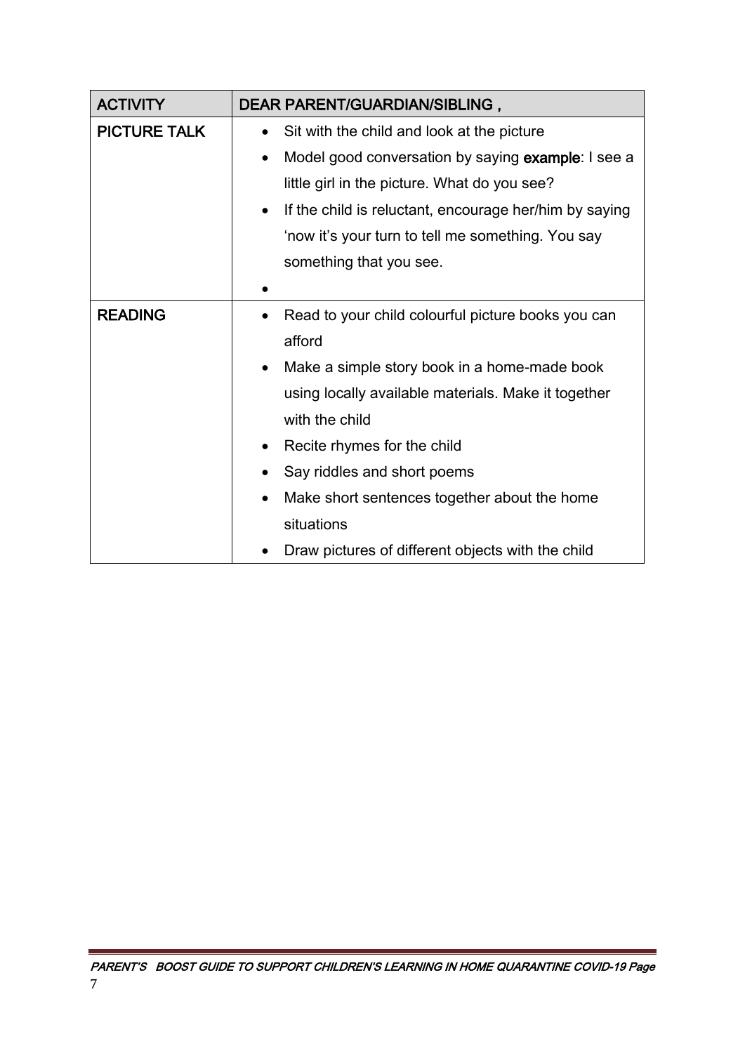| ACTIVITY | DEAR PARENT/GUARDIAN/SIBLING , |
| --- | --- |
| PICTURE TALK | • Sit with the child and look at the picture<br>• Model good conversation by saying **example**: I see a little girl in the picture. What do you see?<br>• If the child is reluctant, encourage her/him by saying 'now it's your turn to tell me something. You say something that you see.<br>• |
| READING | • Read to your child colourful picture books you can afford<br>• Make a simple story book in a home-made book using locally available materials. Make it together with the child<br>• Recite rhymes for the child<br>• Say riddles and short poems<br>• Make short sentences together about the home situations<br>• Draw pictures of different objects with the child |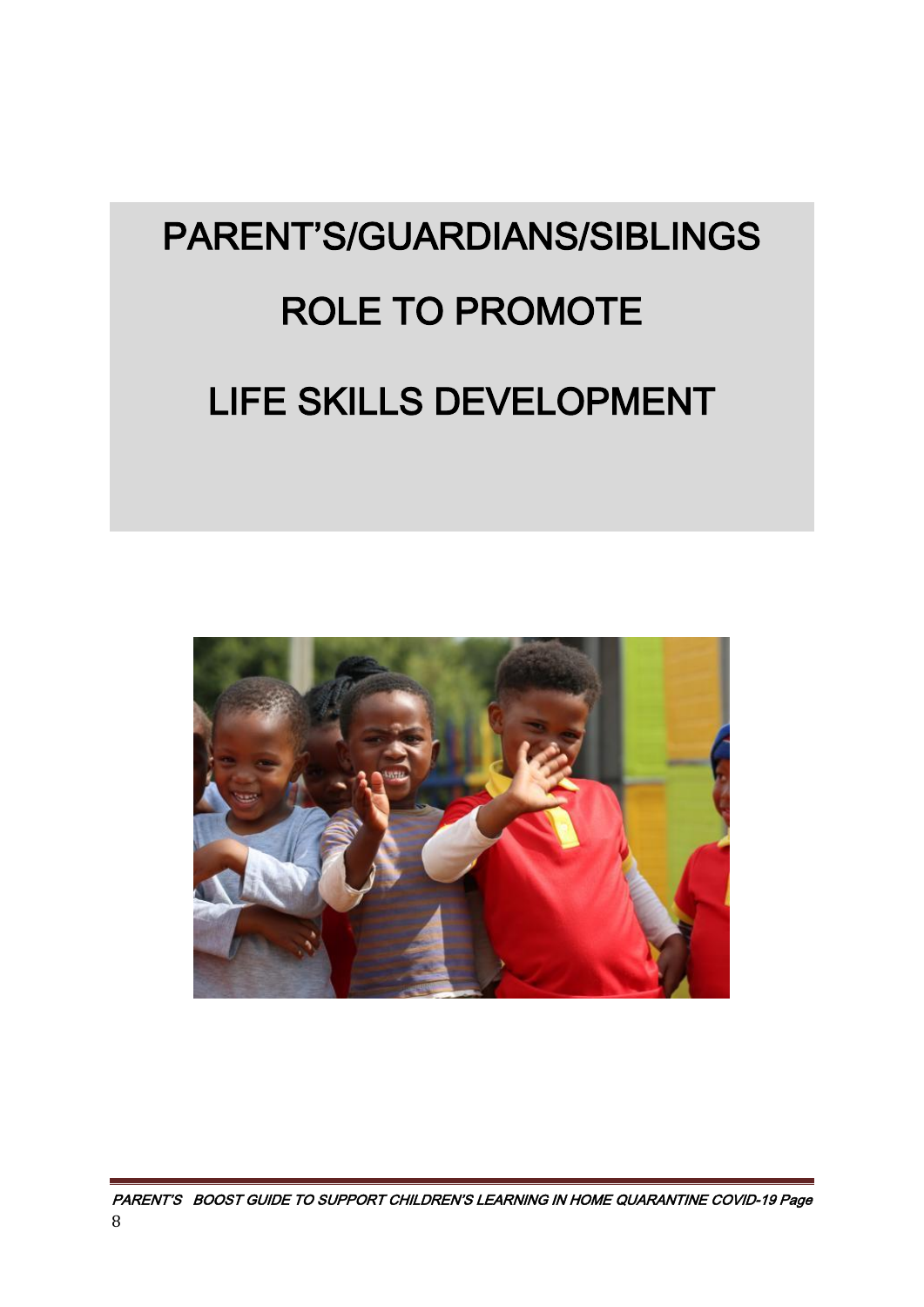# PARENT'S/GUARDIANS/SIBLINGS ROLE TO PROMOTE LIFE SKILLS DEVELOPMENT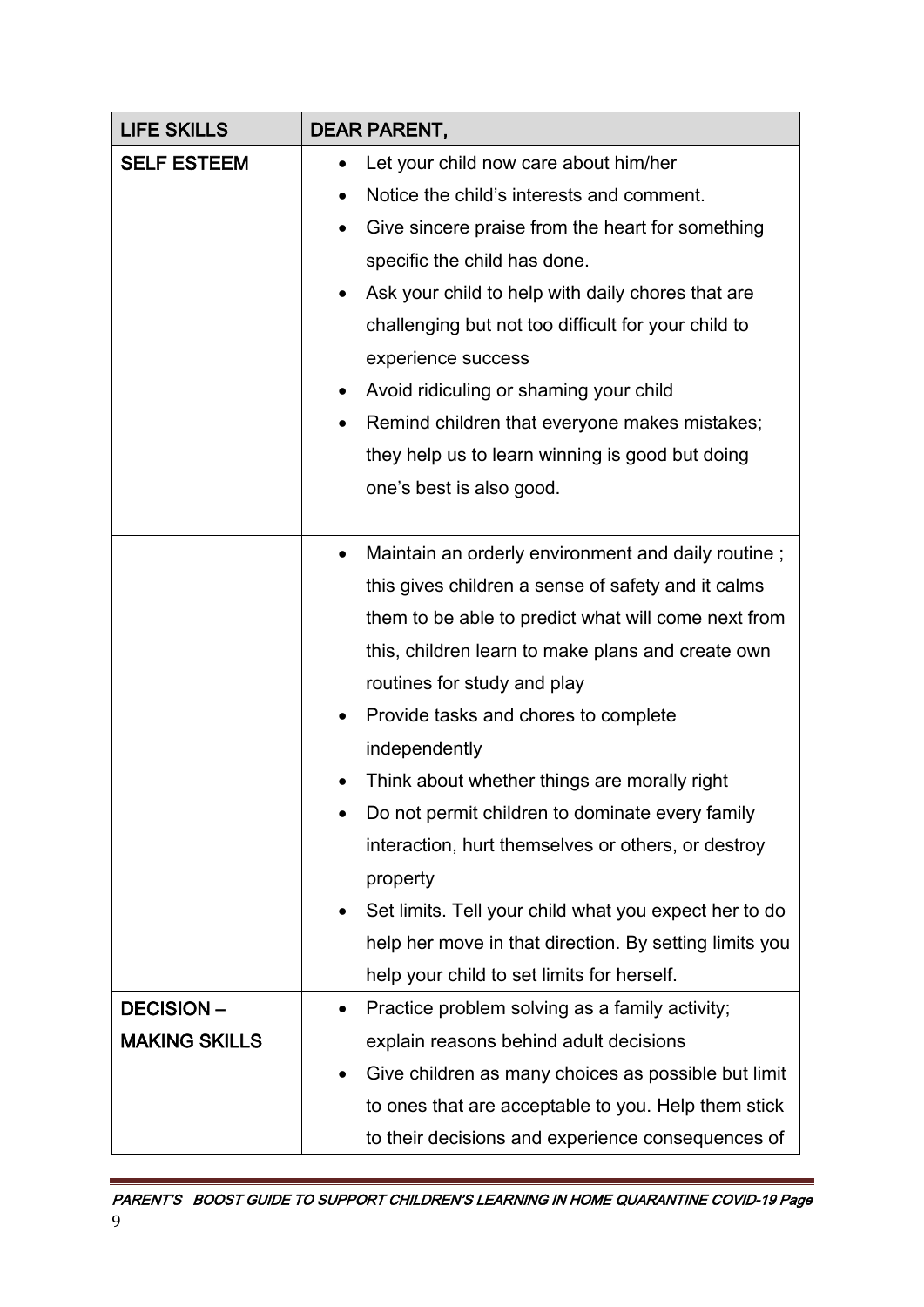| LIFE SKILLS | DEAR PARENT, |
|---|---|
| SELF ESTEEM | • Let your child now care about him/her<br>• Notice the child's interests and comment.<br>• Give sincere praise from the heart for something specific the child has done.<br>• Ask your child to help with daily chores that are challenging but not too difficult for your child to experience success<br>• Avoid ridiculing or shaming your child<br>• Remind children that everyone makes mistakes; they help us to learn winning is good but doing one's best is also good. |
| | • Maintain an orderly environment and daily routine ; this gives children a sense of safety and it calms them to be able to predict what will come next from this, children learn to make plans and create own routines for study and play<br>• Provide tasks and chores to complete independently<br>• Think about whether things are morally right<br>• Do not permit children to dominate every family interaction, hurt themselves or others, or destroy property<br>• Set limits. Tell your child what you expect her to do help her move in that direction. By setting limits you help your child to set limits for herself. |
| DECISION – MAKING SKILLS | • Practice problem solving as a family activity; explain reasons behind adult decisions<br>• Give children as many choices as possible but limit to ones that are acceptable to you. Help them stick to their decisions and experience consequences of |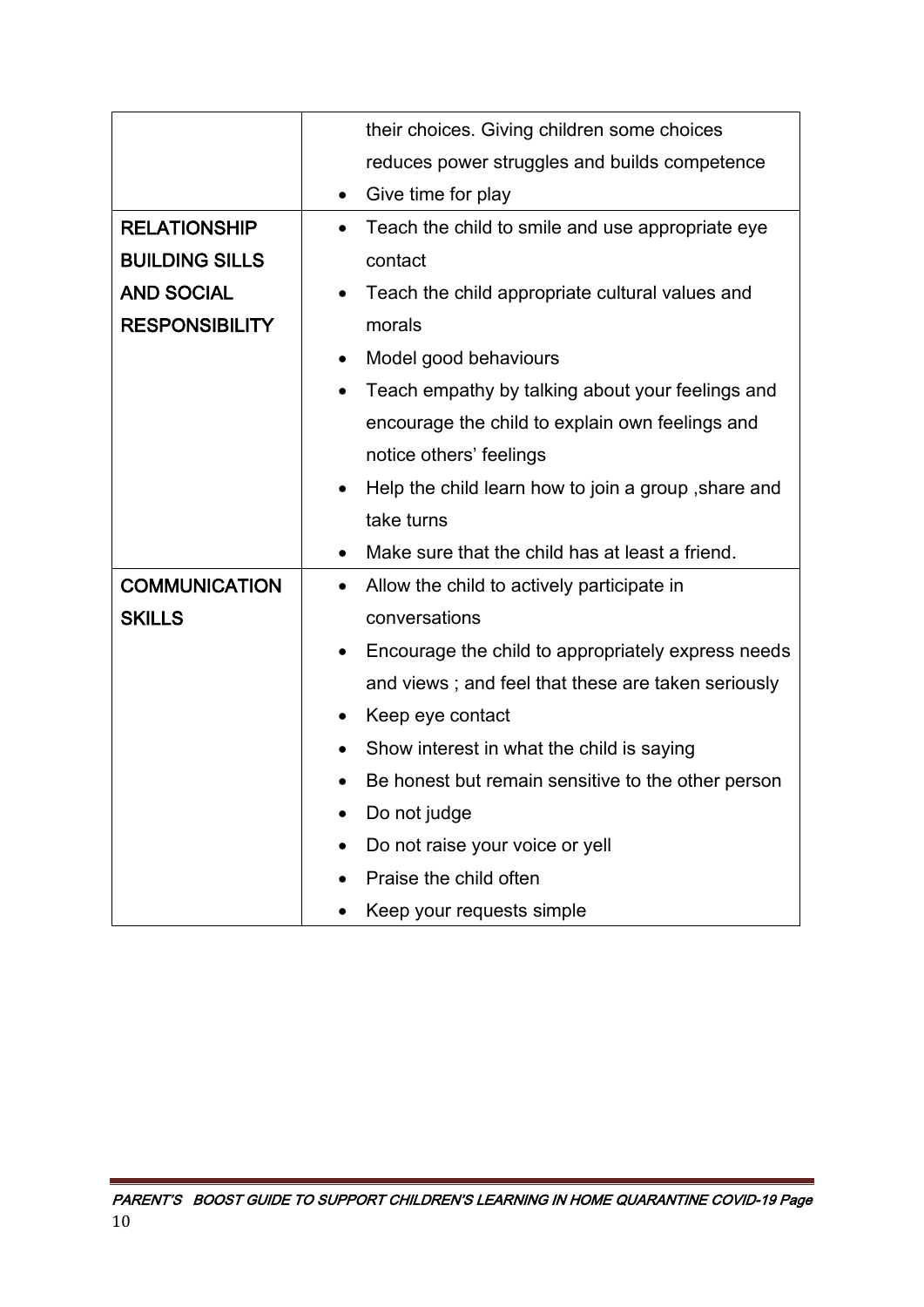| | |
|---|---|
| | their choices. Giving children some choices reduces power struggles and builds competence<br>• Give time for play |
| **RELATIONSHIP BUILDING SILLS AND SOCIAL RESPONSIBILITY** | • Teach the child to smile and use appropriate eye contact<br>• Teach the child appropriate cultural values and morals<br>• Model good behaviours<br>• Teach empathy by talking about your feelings and encourage the child to explain own feelings and notice others' feelings<br>• Help the child learn how to join a group ,share and take turns<br>• Make sure that the child has at least a friend. |
| **COMMUNICATION SKILLS** | • Allow the child to actively participate in conversations<br>• Encourage the child to appropriately express needs and views ; and feel that these are taken seriously<br>• Keep eye contact<br>• Show interest in what the child is saying<br>• Be honest but remain sensitive to the other person<br>• Do not judge<br>• Do not raise your voice or yell<br>• Praise the child often<br>• Keep your requests simple |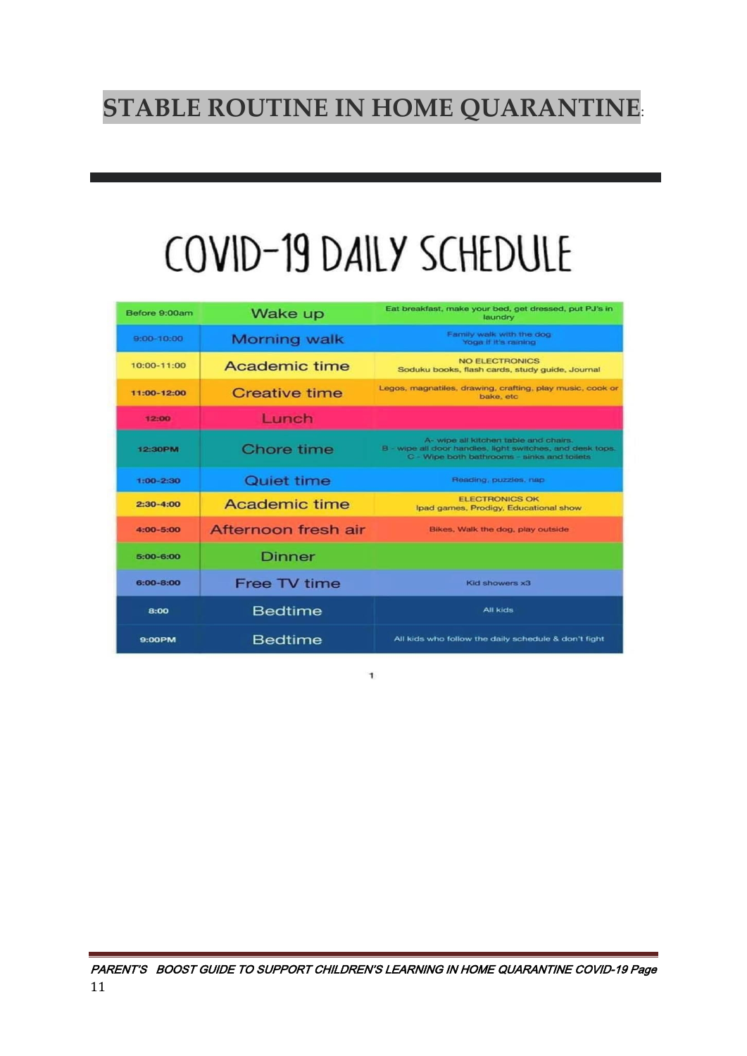# STABLE ROUTINE IN HOME QUARANTINE:

## COVID-19 DAILY SCHEDULE

| Time | Activity | Details |
|---|---|---|
| Before 9:00am | Wake up | Eat breakfast, make your bed, get dressed, put PJ's in laundry |
| 9:00-10:00 | Morning walk | Family walk with the dog<br>Yoga if it's raining |
| 10:00-11:00 | Academic time | NO ELECTRONICS<br>Soduku books, flash cards, study guide, Journal |
| 11:00-12:00 | Creative time | Legos, magnatiles, drawing, crafting, play music, cook or bake, etc |
| 12:00 | Lunch | |
| 12:30PM | Chore time | A- wipe all kitchen table and chairs.<br>B - wipe all door handles, light switches, and desk tops.<br>C - Wipe both bathrooms - sinks and toilets |
| 1:00-2:30 | Quiet time | Reading, puzzles, nap |
| 2:30-4:00 | Academic time | ELECTRONICS OK<br>Ipad games, Prodigy, Educational show |
| 4:00-5:00 | Afternoon fresh air | Bikes, Walk the dog, play outside |
| 5:00-6:00 | Dinner | |
| 6:00-8:00 | Free TV time | Kid showers x3 |
| 8:00 | Bedtime | All kids |
| 9:00PM | Bedtime | All kids who follow the daily schedule & don't fight |

1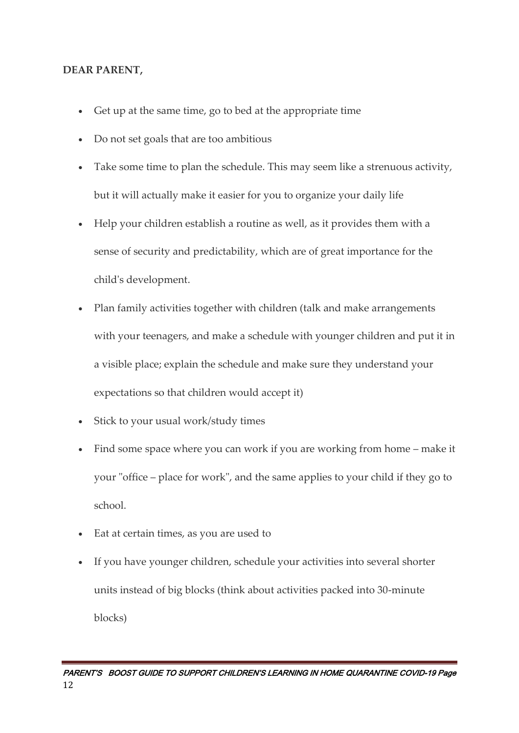**DEAR PARENT,**

- Get up at the same time, go to bed at the appropriate time
- Do not set goals that are too ambitious
- Take some time to plan the schedule. This may seem like a strenuous activity, but it will actually make it easier for you to organize your daily life
- Help your children establish a routine as well, as it provides them with a sense of security and predictability, which are of great importance for the child's development.
- Plan family activities together with children (talk and make arrangements with your teenagers, and make a schedule with younger children and put it in a visible place; explain the schedule and make sure they understand your expectations so that children would accept it)
- Stick to your usual work/study times
- Find some space where you can work if you are working from home – make it your "office – place for work", and the same applies to your child if they go to school.
- Eat at certain times, as you are used to
- If you have younger children, schedule your activities into several shorter units instead of big blocks (think about activities packed into 30-minute blocks)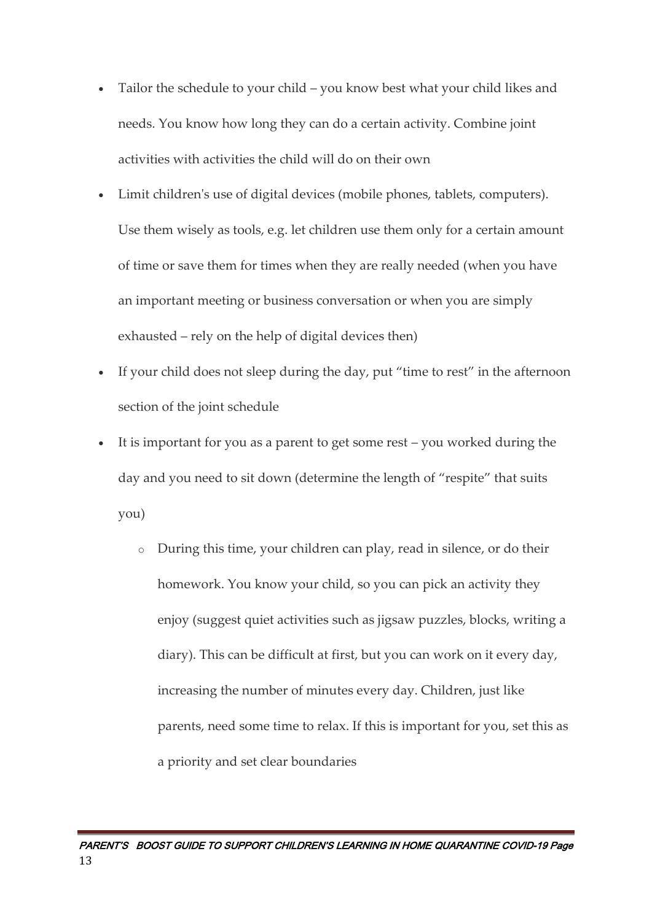- Tailor the schedule to your child – you know best what your child likes and needs. You know how long they can do a certain activity. Combine joint activities with activities the child will do on their own
- Limit children's use of digital devices (mobile phones, tablets, computers). Use them wisely as tools, e.g. let children use them only for a certain amount of time or save them for times when they are really needed (when you have an important meeting or business conversation or when you are simply exhausted – rely on the help of digital devices then)
- If your child does not sleep during the day, put "time to rest" in the afternoon section of the joint schedule
- It is important for you as a parent to get some rest – you worked during the day and you need to sit down (determine the length of "respite" that suits you)
  - During this time, your children can play, read in silence, or do their homework. You know your child, so you can pick an activity they enjoy (suggest quiet activities such as jigsaw puzzles, blocks, writing a diary). This can be difficult at first, but you can work on it every day, increasing the number of minutes every day. Children, just like parents, need some time to relax. If this is important for you, set this as a priority and set clear boundaries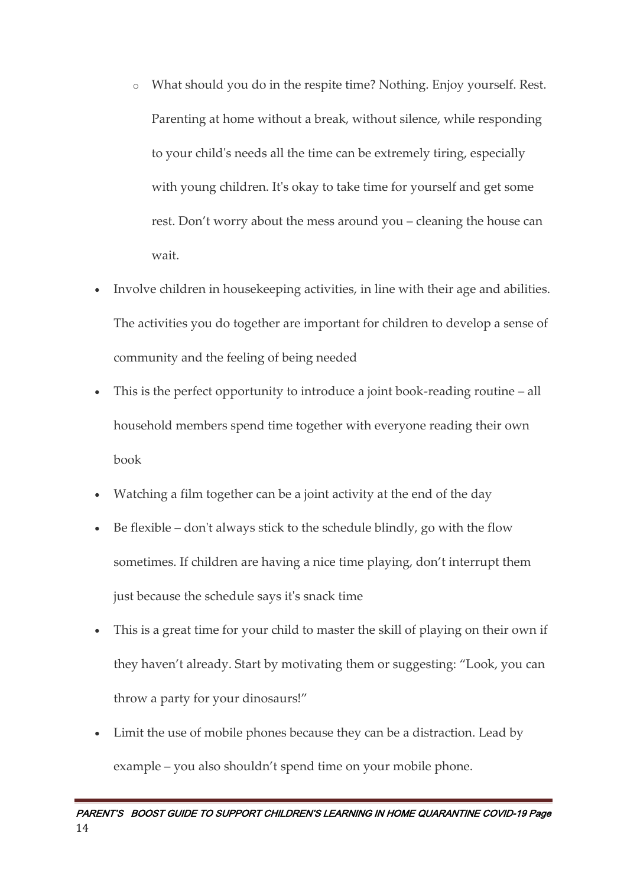- What should you do in the respite time? Nothing. Enjoy yourself. Rest. Parenting at home without a break, without silence, while responding to your child's needs all the time can be extremely tiring, especially with young children. It's okay to take time for yourself and get some rest. Don't worry about the mess around you – cleaning the house can wait.

- Involve children in housekeeping activities, in line with their age and abilities. The activities you do together are important for children to develop a sense of community and the feeling of being needed
- This is the perfect opportunity to introduce a joint book-reading routine – all household members spend time together with everyone reading their own book
- Watching a film together can be a joint activity at the end of the day
- Be flexible – don't always stick to the schedule blindly, go with the flow sometimes. If children are having a nice time playing, don't interrupt them just because the schedule says it's snack time
- This is a great time for your child to master the skill of playing on their own if they haven't already. Start by motivating them or suggesting: "Look, you can throw a party for your dinosaurs!"
- Limit the use of mobile phones because they can be a distraction. Lead by example – you also shouldn't spend time on your mobile phone.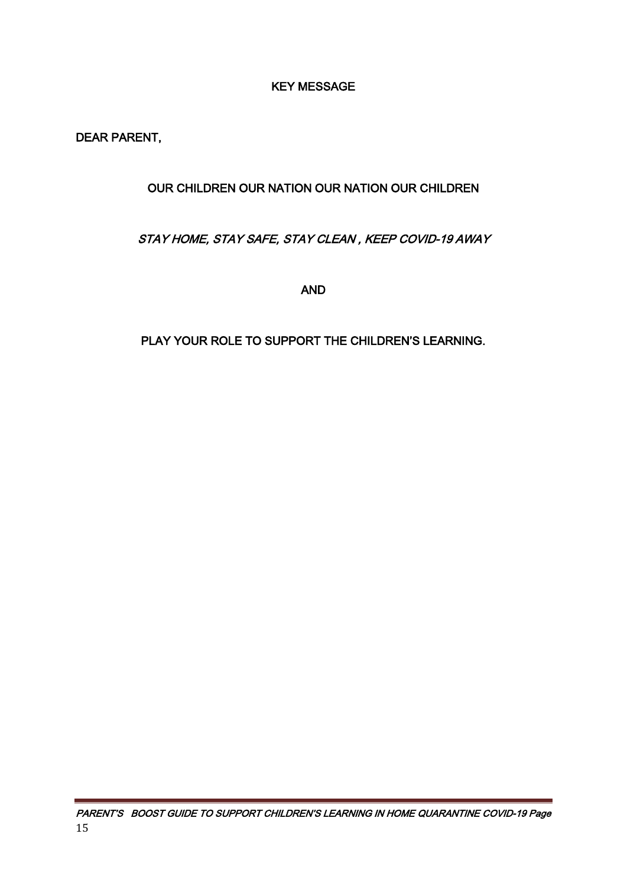# KEY MESSAGE

**DEAR PARENT,**

**OUR CHILDREN OUR NATION OUR NATION OUR CHILDREN**

***STAY HOME, STAY SAFE, STAY CLEAN , KEEP COVID-19 AWAY***

**AND**

**PLAY YOUR ROLE TO SUPPORT THE CHILDREN'S LEARNING.**